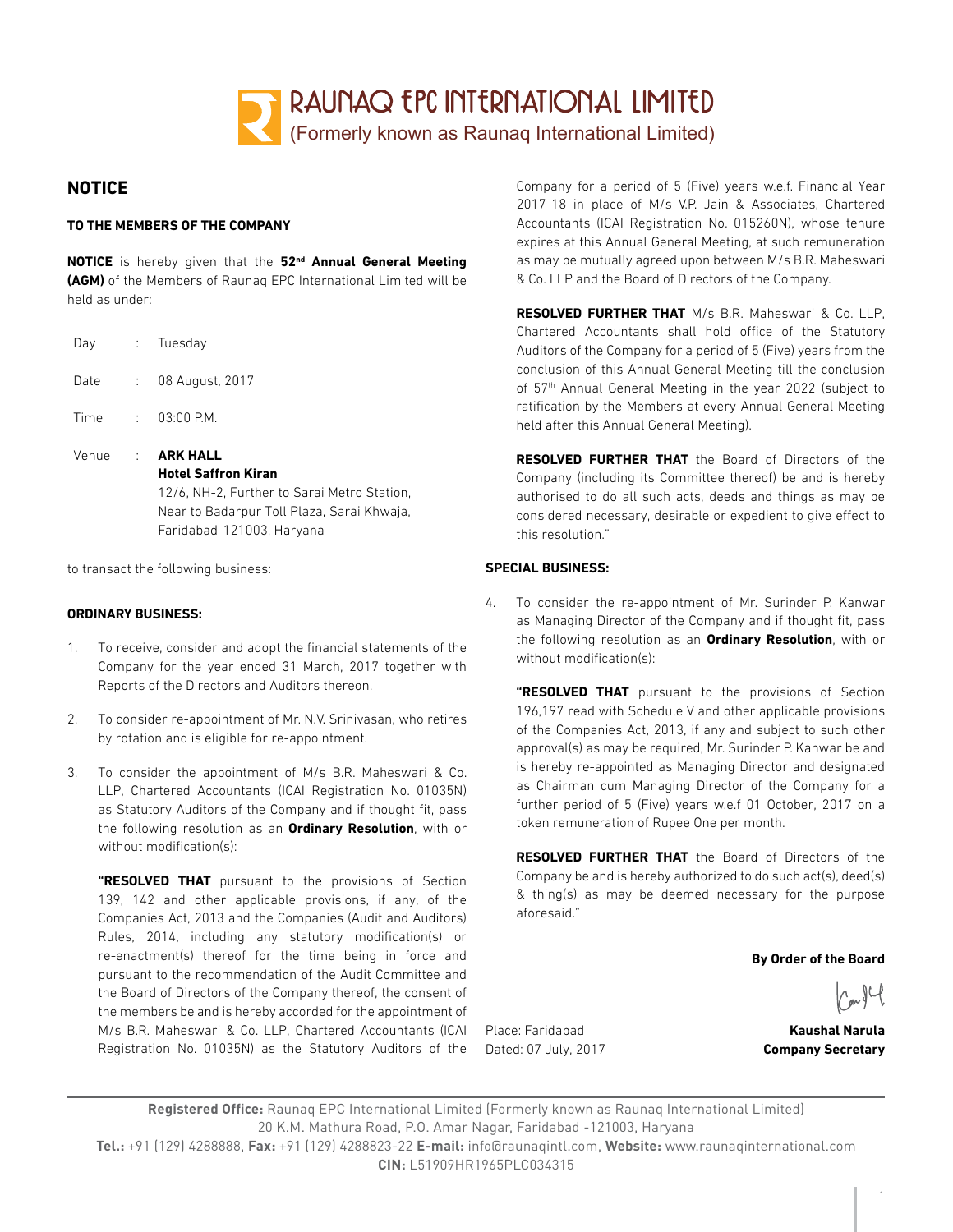# RAUNAQ EPC INTERNATIONAL LIMITED

(Formerly known as Raunaq International Limited)

## NOTICE

**TO THE MEMBERS OF THE COMPANY**

**NOTICE** is hereby given that the **52nd Annual General Meeting (AGM)** of the Members of Raunaq EPC International Limited will be held as under:

| | | |
|---|---|---|
| Day | : | Tuesday |
| Date | : | 08 August, 2017 |
| Time | : | 03:00 P.M. |
| Venue | : | **ARK HALL** **Hotel Saffron Kiran** 12/6, NH-2, Further to Sarai Metro Station, Near to Badarpur Toll Plaza, Sarai Khwaja, Faridabad-121003, Haryana |

to transact the following business:

**ORDINARY BUSINESS:**

1. To receive, consider and adopt the financial statements of the Company for the year ended 31 March, 2017 together with Reports of the Directors and Auditors thereon.

2. To consider re-appointment of Mr. N.V. Srinivasan, who retires by rotation and is eligible for re-appointment.

3. To consider the appointment of M/s B.R. Maheswari & Co. LLP, Chartered Accountants (ICAI Registration No. 01035N) as Statutory Auditors of the Company and if thought fit, pass the following resolution as an **Ordinary Resolution**, with or without modification(s):

   **"RESOLVED THAT** pursuant to the provisions of Section 139, 142 and other applicable provisions, if any, of the Companies Act, 2013 and the Companies (Audit and Auditors) Rules, 2014, including any statutory modification(s) or re-enactment(s) thereof for the time being in force and pursuant to the recommendation of the Audit Committee and the Board of Directors of the Company thereof, the consent of the members be and is hereby accorded for the appointment of M/s B.R. Maheswari & Co. LLP, Chartered Accountants (ICAI Registration No. 01035N) as the Statutory Auditors of the Company for a period of 5 (Five) years w.e.f. Financial Year 2017-18 in place of M/s V.P. Jain & Associates, Chartered Accountants (ICAI Registration No. 015260N), whose tenure expires at this Annual General Meeting, at such remuneration as may be mutually agreed upon between M/s B.R. Maheswari & Co. LLP and the Board of Directors of the Company.

   **RESOLVED FURTHER THAT** M/s B.R. Maheswari & Co. LLP, Chartered Accountants shall hold office of the Statutory Auditors of the Company for a period of 5 (Five) years from the conclusion of this Annual General Meeting till the conclusion of 57th Annual General Meeting in the year 2022 (subject to ratification by the Members at every Annual General Meeting held after this Annual General Meeting).

   **RESOLVED FURTHER THAT** the Board of Directors of the Company (including its Committee thereof) be and is hereby authorised to do all such acts, deeds and things as may be considered necessary, desirable or expedient to give effect to this resolution."

**SPECIAL BUSINESS:**

4. To consider the re-appointment of Mr. Surinder P. Kanwar as Managing Director of the Company and if thought fit, pass the following resolution as an **Ordinary Resolution**, with or without modification(s):

   **"RESOLVED THAT** pursuant to the provisions of Section 196,197 read with Schedule V and other applicable provisions of the Companies Act, 2013, if any and subject to such other approval(s) as may be required, Mr. Surinder P. Kanwar be and is hereby re-appointed as Managing Director and designated as Chairman cum Managing Director of the Company for a further period of 5 (Five) years w.e.f 01 October, 2017 on a token remuneration of Rupee One per month.

   **RESOLVED FURTHER THAT** the Board of Directors of the Company be and is hereby authorized to do such act(s), deed(s) & thing(s) as may be deemed necessary for the purpose aforesaid."

**By Order of the Board**

Place: Faridabad
Dated: 07 July, 2017

**Kaushal Narula**
**Company Secretary**

**Registered Office:** Raunaq EPC International Limited (Formerly known as Raunaq International Limited)
20 K.M. Mathura Road, P.O. Amar Nagar, Faridabad -121003, Haryana
**Tel.:** +91 (129) 4288888, **Fax:** +91 (129) 4288823-22 **E-mail:** info@raunaqintl.com, **Website:** www.raunaqinternational.com
**CIN:** L51909HR1965PLC034315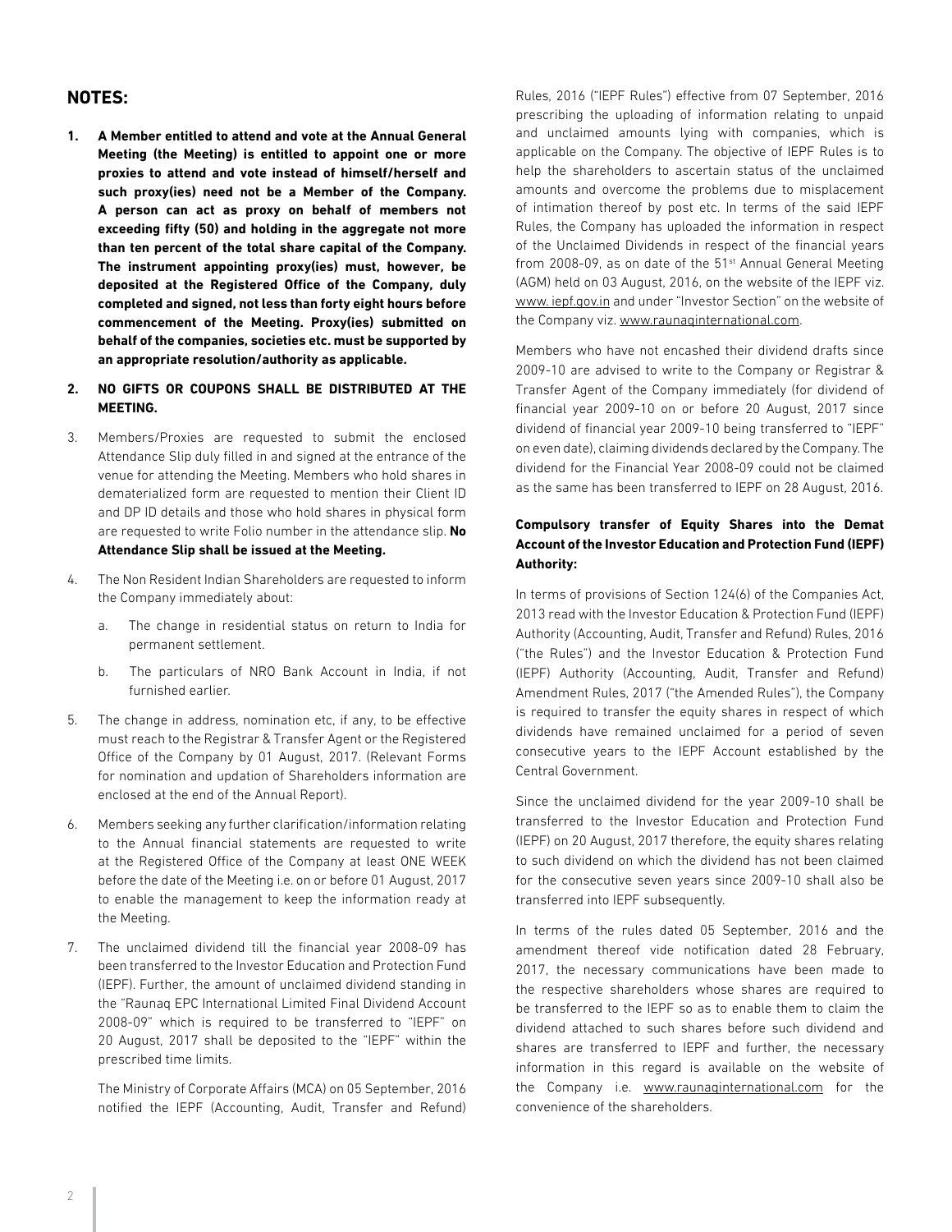## NOTES:

1. **A Member entitled to attend and vote at the Annual General Meeting (the Meeting) is entitled to appoint one or more proxies to attend and vote instead of himself/herself and such proxy(ies) need not be a Member of the Company. A person can act as proxy on behalf of members not exceeding fifty (50) and holding in the aggregate not more than ten percent of the total share capital of the Company. The instrument appointing proxy(ies) must, however, be deposited at the Registered Office of the Company, duly completed and signed, not less than forty eight hours before commencement of the Meeting. Proxy(ies) submitted on behalf of the companies, societies etc. must be supported by an appropriate resolution/authority as applicable.**

2. **NO GIFTS OR COUPONS SHALL BE DISTRIBUTED AT THE MEETING.**

3. Members/Proxies are requested to submit the enclosed Attendance Slip duly filled in and signed at the entrance of the venue for attending the Meeting. Members who hold shares in dematerialized form are requested to mention their Client ID and DP ID details and those who hold shares in physical form are requested to write Folio number in the attendance slip. **No Attendance Slip shall be issued at the Meeting.**

4. The Non Resident Indian Shareholders are requested to inform the Company immediately about:

   a. The change in residential status on return to India for permanent settlement.

   b. The particulars of NRO Bank Account in India, if not furnished earlier.

5. The change in address, nomination etc, if any, to be effective must reach to the Registrar & Transfer Agent or the Registered Office of the Company by 01 August, 2017. (Relevant Forms for nomination and updation of Shareholders information are enclosed at the end of the Annual Report).

6. Members seeking any further clarification/information relating to the Annual financial statements are requested to write at the Registered Office of the Company at least ONE WEEK before the date of the Meeting i.e. on or before 01 August, 2017 to enable the management to keep the information ready at the Meeting.

7. The unclaimed dividend till the financial year 2008-09 has been transferred to the Investor Education and Protection Fund (IEPF). Further, the amount of unclaimed dividend standing in the "Raunaq EPC International Limited Final Dividend Account 2008-09" which is required to be transferred to "IEPF" on 20 August, 2017 shall be deposited to the "IEPF" within the prescribed time limits.

   The Ministry of Corporate Affairs (MCA) on 05 September, 2016 notified the IEPF (Accounting, Audit, Transfer and Refund) Rules, 2016 ("IEPF Rules") effective from 07 September, 2016 prescribing the uploading of information relating to unpaid and unclaimed amounts lying with companies, which is applicable on the Company. The objective of IEPF Rules is to help the shareholders to ascertain status of the unclaimed amounts and overcome the problems due to misplacement of intimation thereof by post etc. In terms of the said IEPF Rules, the Company has uploaded the information in respect of the Unclaimed Dividends in respect of the financial years from 2008-09, as on date of the 51st Annual General Meeting (AGM) held on 03 August, 2016, on the website of the IEPF viz. www. iepf.gov.in and under "Investor Section" on the website of the Company viz. www.raunaqinternational.com.

   Members who have not encashed their dividend drafts since 2009-10 are advised to write to the Company or Registrar & Transfer Agent of the Company immediately (for dividend of financial year 2009-10 on or before 20 August, 2017 since dividend of financial year 2009-10 being transferred to "IEPF" on even date), claiming dividends declared by the Company. The dividend for the Financial Year 2008-09 could not be claimed as the same has been transferred to IEPF on 28 August, 2016.

   **Compulsory transfer of Equity Shares into the Demat Account of the Investor Education and Protection Fund (IEPF) Authority:**

   In terms of provisions of Section 124(6) of the Companies Act, 2013 read with the Investor Education & Protection Fund (IEPF) Authority (Accounting, Audit, Transfer and Refund) Rules, 2016 ("the Rules") and the Investor Education & Protection Fund (IEPF) Authority (Accounting, Audit, Transfer and Refund) Amendment Rules, 2017 ("the Amended Rules"), the Company is required to transfer the equity shares in respect of which dividends have remained unclaimed for a period of seven consecutive years to the IEPF Account established by the Central Government.

   Since the unclaimed dividend for the year 2009-10 shall be transferred to the Investor Education and Protection Fund (IEPF) on 20 August, 2017 therefore, the equity shares relating to such dividend on which the dividend has not been claimed for the consecutive seven years since 2009-10 shall also be transferred into IEPF subsequently.

   In terms of the rules dated 05 September, 2016 and the amendment thereof vide notification dated 28 February, 2017, the necessary communications have been made to the respective shareholders whose shares are required to be transferred to the IEPF so as to enable them to claim the dividend attached to such shares before such dividend and shares are transferred to IEPF and further, the necessary information in this regard is available on the website of the Company i.e. www.raunaqinternational.com for the convenience of the shareholders.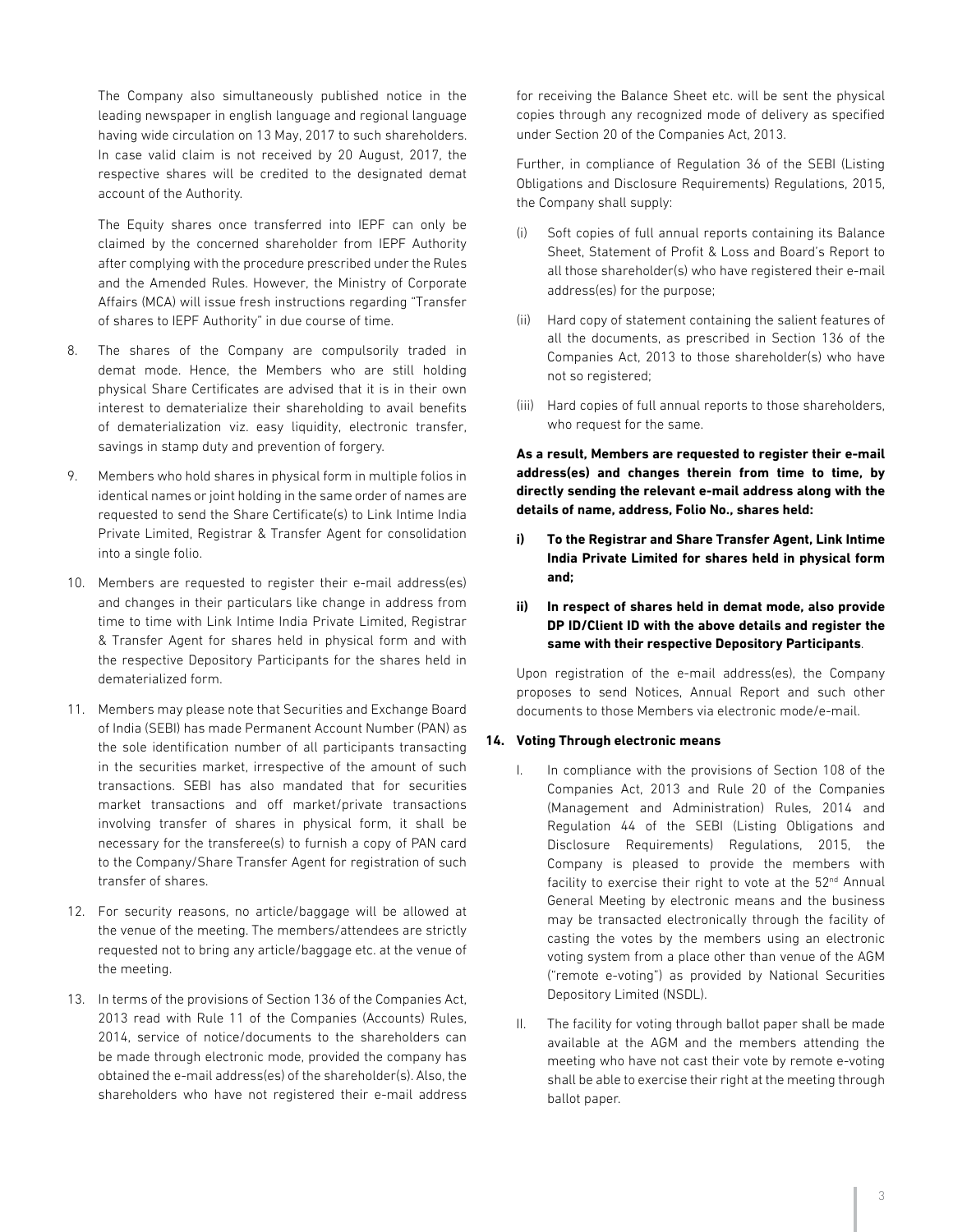The Company also simultaneously published notice in the leading newspaper in english language and regional language having wide circulation on 13 May, 2017 to such shareholders. In case valid claim is not received by 20 August, 2017, the respective shares will be credited to the designated demat account of the Authority.

The Equity shares once transferred into IEPF can only be claimed by the concerned shareholder from IEPF Authority after complying with the procedure prescribed under the Rules and the Amended Rules. However, the Ministry of Corporate Affairs (MCA) will issue fresh instructions regarding "Transfer of shares to IEPF Authority" in due course of time.

8. The shares of the Company are compulsorily traded in demat mode. Hence, the Members who are still holding physical Share Certificates are advised that it is in their own interest to dematerialize their shareholding to avail benefits of dematerialization viz. easy liquidity, electronic transfer, savings in stamp duty and prevention of forgery.

9. Members who hold shares in physical form in multiple folios in identical names or joint holding in the same order of names are requested to send the Share Certificate(s) to Link Intime India Private Limited, Registrar & Transfer Agent for consolidation into a single folio.

10. Members are requested to register their e-mail address(es) and changes in their particulars like change in address from time to time with Link Intime India Private Limited, Registrar & Transfer Agent for shares held in physical form and with the respective Depository Participants for the shares held in dematerialized form.

11. Members may please note that Securities and Exchange Board of India (SEBI) has made Permanent Account Number (PAN) as the sole identification number of all participants transacting in the securities market, irrespective of the amount of such transactions. SEBI has also mandated that for securities market transactions and off market/private transactions involving transfer of shares in physical form, it shall be necessary for the transferee(s) to furnish a copy of PAN card to the Company/Share Transfer Agent for registration of such transfer of shares.

12. For security reasons, no article/baggage will be allowed at the venue of the meeting. The members/attendees are strictly requested not to bring any article/baggage etc. at the venue of the meeting.

13. In terms of the provisions of Section 136 of the Companies Act, 2013 read with Rule 11 of the Companies (Accounts) Rules, 2014, service of notice/documents to the shareholders can be made through electronic mode, provided the company has obtained the e-mail address(es) of the shareholder(s). Also, the shareholders who have not registered their e-mail address for receiving the Balance Sheet etc. will be sent the physical copies through any recognized mode of delivery as specified under Section 20 of the Companies Act, 2013.

Further, in compliance of Regulation 36 of the SEBI (Listing Obligations and Disclosure Requirements) Regulations, 2015, the Company shall supply:

(i) Soft copies of full annual reports containing its Balance Sheet, Statement of Profit & Loss and Board's Report to all those shareholder(s) who have registered their e-mail address(es) for the purpose;

(ii) Hard copy of statement containing the salient features of all the documents, as prescribed in Section 136 of the Companies Act, 2013 to those shareholder(s) who have not so registered;

(iii) Hard copies of full annual reports to those shareholders, who request for the same.

**As a result, Members are requested to register their e-mail address(es) and changes therein from time to time, by directly sending the relevant e-mail address along with the details of name, address, Folio No., shares held:**

**i) To the Registrar and Share Transfer Agent, Link Intime India Private Limited for shares held in physical form and;**

**ii) In respect of shares held in demat mode, also provide DP ID/Client ID with the above details and register the same with their respective Depository Participants**.

Upon registration of the e-mail address(es), the Company proposes to send Notices, Annual Report and such other documents to those Members via electronic mode/e-mail.

**14. Voting Through electronic means**

I. In compliance with the provisions of Section 108 of the Companies Act, 2013 and Rule 20 of the Companies (Management and Administration) Rules, 2014 and Regulation 44 of the SEBI (Listing Obligations and Disclosure Requirements) Regulations, 2015, the Company is pleased to provide the members with facility to exercise their right to vote at the 52nd Annual General Meeting by electronic means and the business may be transacted electronically through the facility of casting the votes by the members using an electronic voting system from a place other than venue of the AGM ("remote e-voting") as provided by National Securities Depository Limited (NSDL).

II. The facility for voting through ballot paper shall be made available at the AGM and the members attending the meeting who have not cast their vote by remote e-voting shall be able to exercise their right at the meeting through ballot paper.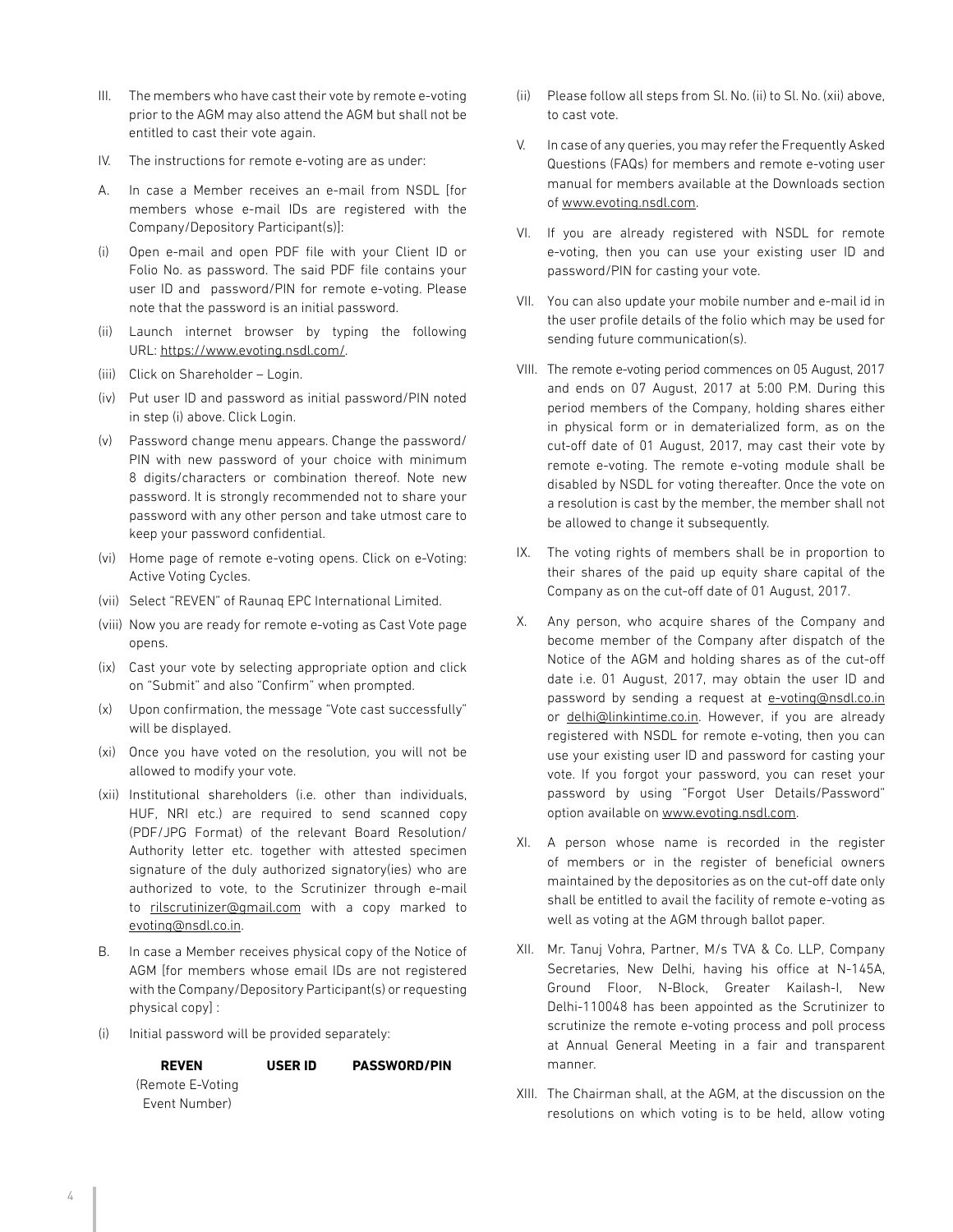III. The members who have cast their vote by remote e-voting prior to the AGM may also attend the AGM but shall not be entitled to cast their vote again.

IV. The instructions for remote e-voting are as under:

A. In case a Member receives an e-mail from NSDL [for members whose e-mail IDs are registered with the Company/Depository Participant(s)]:

(i) Open e-mail and open PDF file with your Client ID or Folio No. as password. The said PDF file contains your user ID and password/PIN for remote e-voting. Please note that the password is an initial password.

(ii) Launch internet browser by typing the following URL: https://www.evoting.nsdl.com/.

(iii) Click on Shareholder – Login.

(iv) Put user ID and password as initial password/PIN noted in step (i) above. Click Login.

(v) Password change menu appears. Change the password/PIN with new password of your choice with minimum 8 digits/characters or combination thereof. Note new password. It is strongly recommended not to share your password with any other person and take utmost care to keep your password confidential.

(vi) Home page of remote e-voting opens. Click on e-Voting: Active Voting Cycles.

(vii) Select "REVEN" of Raunaq EPC International Limited.

(viii) Now you are ready for remote e-voting as Cast Vote page opens.

(ix) Cast your vote by selecting appropriate option and click on "Submit" and also "Confirm" when prompted.

(x) Upon confirmation, the message "Vote cast successfully" will be displayed.

(xi) Once you have voted on the resolution, you will not be allowed to modify your vote.

(xii) Institutional shareholders (i.e. other than individuals, HUF, NRI etc.) are required to send scanned copy (PDF/JPG Format) of the relevant Board Resolution/Authority letter etc. together with attested specimen signature of the duly authorized signatory(ies) who are authorized to vote, to the Scrutinizer through e-mail to rilscrutinizer@gmail.com with a copy marked to evoting@nsdl.co.in.

B. In case a Member receives physical copy of the Notice of AGM [for members whose email IDs are not registered with the Company/Depository Participant(s) or requesting physical copy] :

(i) Initial password will be provided separately:

| REVEN (Remote E-Voting Event Number) | USER ID | PASSWORD/PIN |
|---|---|---|

(ii) Please follow all steps from Sl. No. (ii) to Sl. No. (xii) above, to cast vote.

V. In case of any queries, you may refer the Frequently Asked Questions (FAQs) for members and remote e-voting user manual for members available at the Downloads section of www.evoting.nsdl.com.

VI. If you are already registered with NSDL for remote e-voting, then you can use your existing user ID and password/PIN for casting your vote.

VII. You can also update your mobile number and e-mail id in the user profile details of the folio which may be used for sending future communication(s).

VIII. The remote e-voting period commences on 05 August, 2017 and ends on 07 August, 2017 at 5:00 P.M. During this period members of the Company, holding shares either in physical form or in dematerialized form, as on the cut-off date of 01 August, 2017, may cast their vote by remote e-voting. The remote e-voting module shall be disabled by NSDL for voting thereafter. Once the vote on a resolution is cast by the member, the member shall not be allowed to change it subsequently.

IX. The voting rights of members shall be in proportion to their shares of the paid up equity share capital of the Company as on the cut-off date of 01 August, 2017.

X. Any person, who acquire shares of the Company and become member of the Company after dispatch of the Notice of the AGM and holding shares as of the cut-off date i.e. 01 August, 2017, may obtain the user ID and password by sending a request at e-voting@nsdl.co.in or delhi@linkintime.co.in. However, if you are already registered with NSDL for remote e-voting, then you can use your existing user ID and password for casting your vote. If you forgot your password, you can reset your password by using "Forgot User Details/Password" option available on www.evoting.nsdl.com.

XI. A person whose name is recorded in the register of members or in the register of beneficial owners maintained by the depositories as on the cut-off date only shall be entitled to avail the facility of remote e-voting as well as voting at the AGM through ballot paper.

XII. Mr. Tanuj Vohra, Partner, M/s TVA & Co. LLP, Company Secretaries, New Delhi, having his office at N-145A, Ground Floor, N-Block, Greater Kailash-I, New Delhi-110048 has been appointed as the Scrutinizer to scrutinize the remote e-voting process and poll process at Annual General Meeting in a fair and transparent manner.

XIII. The Chairman shall, at the AGM, at the discussion on the resolutions on which voting is to be held, allow voting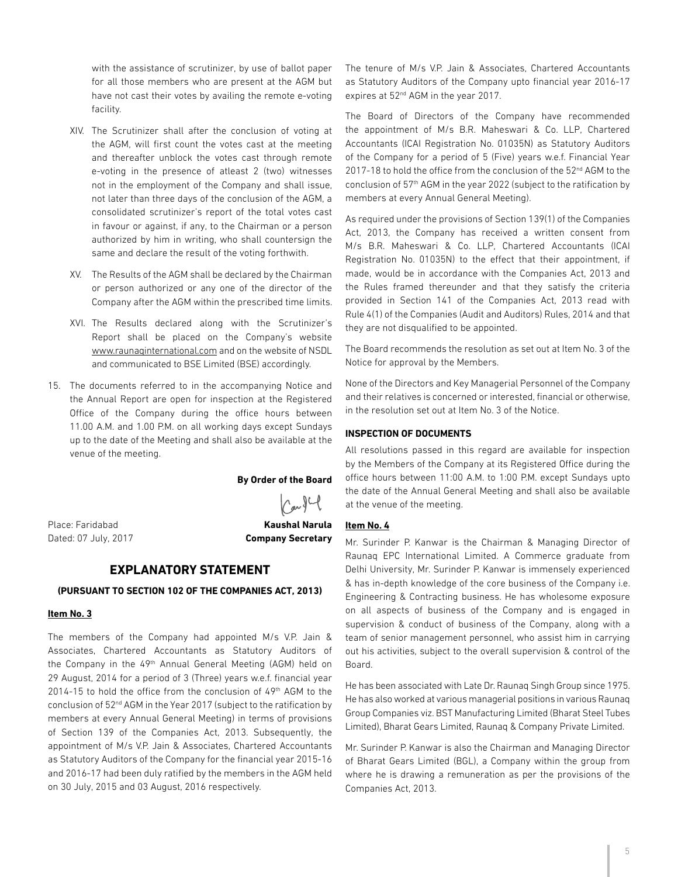with the assistance of scrutinizer, by use of ballot paper for all those members who are present at the AGM but have not cast their votes by availing the remote e-voting facility.

XIV. The Scrutinizer shall after the conclusion of voting at the AGM, will first count the votes cast at the meeting and thereafter unblock the votes cast through remote e-voting in the presence of atleast 2 (two) witnesses not in the employment of the Company and shall issue, not later than three days of the conclusion of the AGM, a consolidated scrutinizer's report of the total votes cast in favour or against, if any, to the Chairman or a person authorized by him in writing, who shall countersign the same and declare the result of the voting forthwith.

XV. The Results of the AGM shall be declared by the Chairman or person authorized or any one of the director of the Company after the AGM within the prescribed time limits.

XVI. The Results declared along with the Scrutinizer's Report shall be placed on the Company's website www.raunaqinternational.com and on the website of NSDL and communicated to BSE Limited (BSE) accordingly.

15. The documents referred to in the accompanying Notice and the Annual Report are open for inspection at the Registered Office of the Company during the office hours between 11.00 A.M. and 1.00 P.M. on all working days except Sundays up to the date of the Meeting and shall also be available at the venue of the meeting.

**By Order of the Board**

Place: Faridabad
Dated: 07 July, 2017

**Kaushal Narula**
**Company Secretary**

## EXPLANATORY STATEMENT

### (PURSUANT TO SECTION 102 OF THE COMPANIES ACT, 2013)

**Item No. 3**

The members of the Company had appointed M/s V.P. Jain & Associates, Chartered Accountants as Statutory Auditors of the Company in the 49th Annual General Meeting (AGM) held on 29 August, 2014 for a period of 3 (Three) years w.e.f. financial year 2014-15 to hold the office from the conclusion of 49th AGM to the conclusion of 52nd AGM in the Year 2017 (subject to the ratification by members at every Annual General Meeting) in terms of provisions of Section 139 of the Companies Act, 2013. Subsequently, the appointment of M/s V.P. Jain & Associates, Chartered Accountants as Statutory Auditors of the Company for the financial year 2015-16 and 2016-17 had been duly ratified by the members in the AGM held on 30 July, 2015 and 03 August, 2016 respectively.

The tenure of M/s V.P. Jain & Associates, Chartered Accountants as Statutory Auditors of the Company upto financial year 2016-17 expires at 52nd AGM in the year 2017.

The Board of Directors of the Company have recommended the appointment of M/s B.R. Maheswari & Co. LLP, Chartered Accountants (ICAI Registration No. 01035N) as Statutory Auditors of the Company for a period of 5 (Five) years w.e.f. Financial Year 2017-18 to hold the office from the conclusion of the 52nd AGM to the conclusion of 57th AGM in the year 2022 (subject to the ratification by members at every Annual General Meeting).

As required under the provisions of Section 139(1) of the Companies Act, 2013, the Company has received a written consent from M/s B.R. Maheswari & Co. LLP, Chartered Accountants (ICAI Registration No. 01035N) to the effect that their appointment, if made, would be in accordance with the Companies Act, 2013 and the Rules framed thereunder and that they satisfy the criteria provided in Section 141 of the Companies Act, 2013 read with Rule 4(1) of the Companies (Audit and Auditors) Rules, 2014 and that they are not disqualified to be appointed.

The Board recommends the resolution as set out at Item No. 3 of the Notice for approval by the Members.

None of the Directors and Key Managerial Personnel of the Company and their relatives is concerned or interested, financial or otherwise, in the resolution set out at Item No. 3 of the Notice.

**INSPECTION OF DOCUMENTS**

All resolutions passed in this regard are available for inspection by the Members of the Company at its Registered Office during the office hours between 11:00 A.M. to 1:00 P.M. except Sundays upto the date of the Annual General Meeting and shall also be available at the venue of the meeting.

**Item No. 4**

Mr. Surinder P. Kanwar is the Chairman & Managing Director of Raunaq EPC International Limited. A Commerce graduate from Delhi University, Mr. Surinder P. Kanwar is immensely experienced & has in-depth knowledge of the core business of the Company i.e. Engineering & Contracting business. He has wholesome exposure on all aspects of business of the Company and is engaged in supervision & conduct of business of the Company, along with a team of senior management personnel, who assist him in carrying out his activities, subject to the overall supervision & control of the Board.

He has been associated with Late Dr. Raunaq Singh Group since 1975. He has also worked at various managerial positions in various Raunaq Group Companies viz. BST Manufacturing Limited (Bharat Steel Tubes Limited), Bharat Gears Limited, Raunaq & Company Private Limited.

Mr. Surinder P. Kanwar is also the Chairman and Managing Director of Bharat Gears Limited (BGL), a Company within the group from where he is drawing a remuneration as per the provisions of the Companies Act, 2013.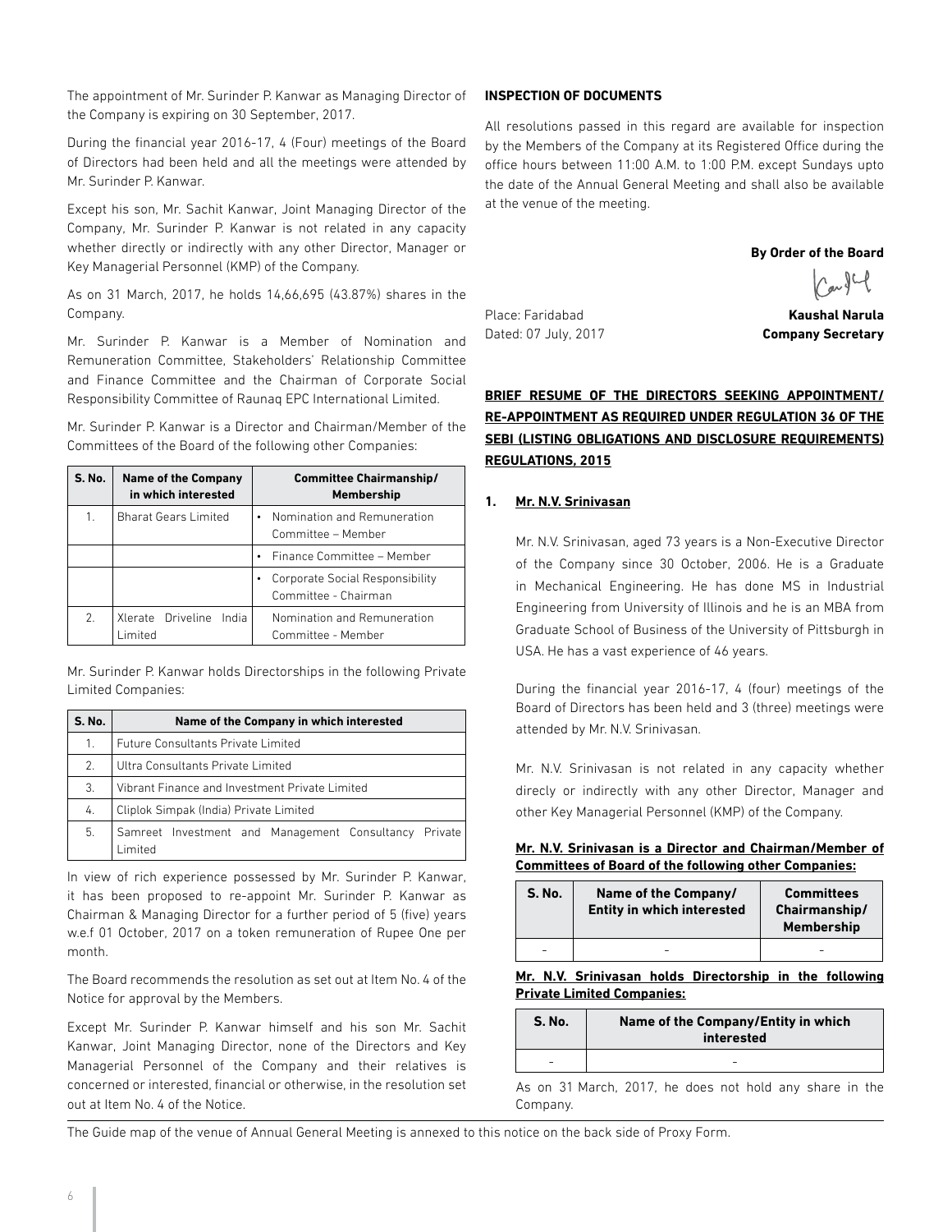The appointment of Mr. Surinder P. Kanwar as Managing Director of the Company is expiring on 30 September, 2017.

During the financial year 2016-17, 4 (Four) meetings of the Board of Directors had been held and all the meetings were attended by Mr. Surinder P. Kanwar.

Except his son, Mr. Sachit Kanwar, Joint Managing Director of the Company, Mr. Surinder P. Kanwar is not related in any capacity whether directly or indirectly with any other Director, Manager or Key Managerial Personnel (KMP) of the Company.

As on 31 March, 2017, he holds 14,66,695 (43.87%) shares in the Company.

Mr. Surinder P. Kanwar is a Member of Nomination and Remuneration Committee, Stakeholders' Relationship Committee and Finance Committee and the Chairman of Corporate Social Responsibility Committee of Raunaq EPC International Limited.

Mr. Surinder P. Kanwar is a Director and Chairman/Member of the Committees of the Board of the following other Companies:

| S. No. | Name of the Company in which interested | Committee Chairmanship/ Membership |
|---|---|---|
| 1. | Bharat Gears Limited | • Nomination and Remuneration Committee – Member |
| | | • Finance Committee – Member |
| | | • Corporate Social Responsibility Committee - Chairman |
| 2. | Xlerate Driveline India Limited | Nomination and Remuneration Committee - Member |

Mr. Surinder P. Kanwar holds Directorships in the following Private Limited Companies:

| S. No. | Name of the Company in which interested |
|---|---|
| 1. | Future Consultants Private Limited |
| 2. | Ultra Consultants Private Limited |
| 3. | Vibrant Finance and Investment Private Limited |
| 4. | Cliplok Simpak (India) Private Limited |
| 5. | Samreet Investment and Management Consultancy Private Limited |

In view of rich experience possessed by Mr. Surinder P. Kanwar, it has been proposed to re-appoint Mr. Surinder P. Kanwar as Chairman & Managing Director for a further period of 5 (five) years w.e.f 01 October, 2017 on a token remuneration of Rupee One per month.

The Board recommends the resolution as set out at Item No. 4 of the Notice for approval by the Members.

Except Mr. Surinder P. Kanwar himself and his son Mr. Sachit Kanwar, Joint Managing Director, none of the Directors and Key Managerial Personnel of the Company and their relatives is concerned or interested, financial or otherwise, in the resolution set out at Item No. 4 of the Notice.

**INSPECTION OF DOCUMENTS**

All resolutions passed in this regard are available for inspection by the Members of the Company at its Registered Office during the office hours between 11:00 A.M. to 1:00 P.M. except Sundays upto the date of the Annual General Meeting and shall also be available at the venue of the meeting.

**By Order of the Board**

Place: Faridabad
Dated: 07 July, 2017

**Kaushal Narula**
**Company Secretary**

## BRIEF RESUME OF THE DIRECTORS SEEKING APPOINTMENT/ RE-APPOINTMENT AS REQUIRED UNDER REGULATION 36 OF THE SEBI (LISTING OBLIGATIONS AND DISCLOSURE REQUIREMENTS) REGULATIONS, 2015

### 1. Mr. N.V. Srinivasan

Mr. N.V. Srinivasan, aged 73 years is a Non-Executive Director of the Company since 30 October, 2006. He is a Graduate in Mechanical Engineering. He has done MS in Industrial Engineering from University of Illinois and he is an MBA from Graduate School of Business of the University of Pittsburgh in USA. He has a vast experience of 46 years.

During the financial year 2016-17, 4 (four) meetings of the Board of Directors has been held and 3 (three) meetings were attended by Mr. N.V. Srinivasan.

Mr. N.V. Srinivasan is not related in any capacity whether direcly or indirectly with any other Director, Manager and other Key Managerial Personnel (KMP) of the Company.

**Mr. N.V. Srinivasan is a Director and Chairman/Member of Committees of Board of the following other Companies:**

| S. No. | Name of the Company/ Entity in which interested | Committees Chairmanship/ Membership |
|---|---|---|
| - | - | - |

**Mr. N.V. Srinivasan holds Directorship in the following Private Limited Companies:**

| S. No. | Name of the Company/Entity in which interested |
|---|---|
| - | - |

As on 31 March, 2017, he does not hold any share in the Company.

The Guide map of the venue of Annual General Meeting is annexed to this notice on the back side of Proxy Form.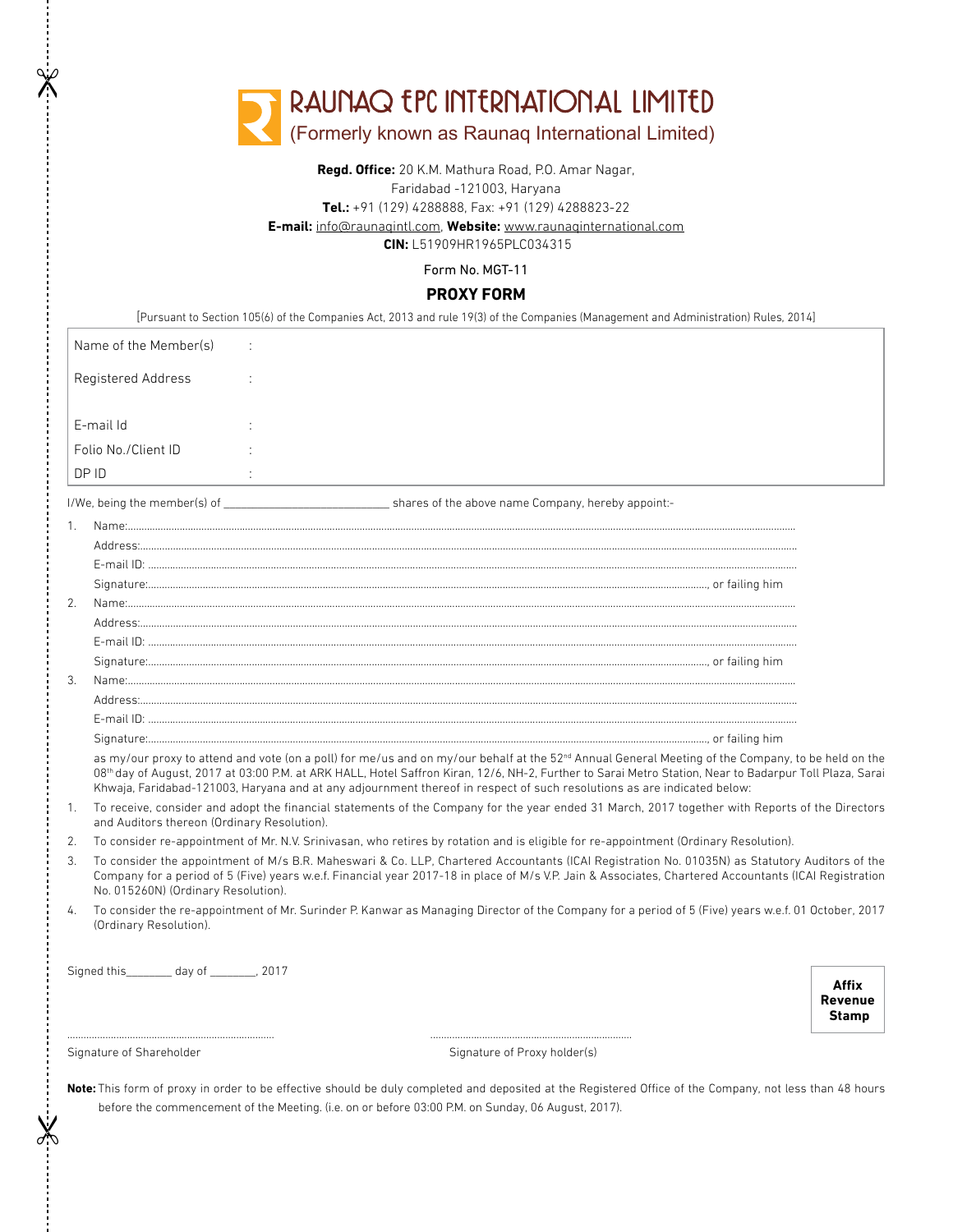# RAUNAQ EPC INTERNATIONAL LIMITED

(Formerly known as Raunaq International Limited)

**Regd. Office:** 20 K.M. Mathura Road, P.O. Amar Nagar,
Faridabad -121003, Haryana
**Tel.:** +91 (129) 4288888, Fax: +91 (129) 4288823-22
**E-mail:** info@raunaqintl.com, **Website:** www.raunaqinternational.com
**CIN:** L51909HR1965PLC034315

Form No. MGT-11

## PROXY FORM

[Pursuant to Section 105(6) of the Companies Act, 2013 and rule 19(3) of the Companies (Management and Administration) Rules, 2014]

| | | |
|---|---|---|
| Name of the Member(s) | : | |
| Registered Address | : | |
| E-mail Id | : | |
| Folio No./Client ID | : | |
| DP ID | : | |

I/We, being the member(s) of ____________________ shares of the above name Company, hereby appoint:-

1. Name:.....................................................................................................
   Address:.....................................................................................................
   E-mail ID: .....................................................................................................
   Signature:....................................................................................................., or failing him
2. Name:.....................................................................................................
   Address:.....................................................................................................
   E-mail ID: .....................................................................................................
   Signature:....................................................................................................., or failing him
3. Name:.....................................................................................................
   Address:.....................................................................................................
   E-mail ID: .....................................................................................................
   Signature:....................................................................................................., or failing him

as my/our proxy to attend and vote (on a poll) for me/us and on my/our behalf at the 52nd Annual General Meeting of the Company, to be held on the 08th day of August, 2017 at 03:00 P.M. at ARK HALL, Hotel Saffron Kiran, 12/6, NH-2, Further to Sarai Metro Station, Near to Badarpur Toll Plaza, Sarai Khwaja, Faridabad-121003, Haryana and at any adjournment thereof in respect of such resolutions as are indicated below:

1. To receive, consider and adopt the financial statements of the Company for the year ended 31 March, 2017 together with Reports of the Directors and Auditors thereon (Ordinary Resolution).
2. To consider re-appointment of Mr. N.V. Srinivasan, who retires by rotation and is eligible for re-appointment (Ordinary Resolution).
3. To consider the appointment of M/s B.R. Maheswari & Co. LLP, Chartered Accountants (ICAI Registration No. 01035N) as Statutory Auditors of the Company for a period of 5 (Five) years w.e.f. Financial year 2017-18 in place of M/s V.P. Jain & Associates, Chartered Accountants (ICAI Registration No. 015260N) (Ordinary Resolution).
4. To consider the re-appointment of Mr. Surinder P. Kanwar as Managing Director of the Company for a period of 5 (Five) years w.e.f. 01 October, 2017 (Ordinary Resolution).

Signed this________ day of ________, 2017

**Affix Revenue Stamp**

..............................................................  ..............................................................
Signature of Shareholder  Signature of Proxy holder(s)

**Note:** This form of proxy in order to be effective should be duly completed and deposited at the Registered Office of the Company, not less than 48 hours before the commencement of the Meeting. (i.e. on or before 03:00 P.M. on Sunday, 06 August, 2017).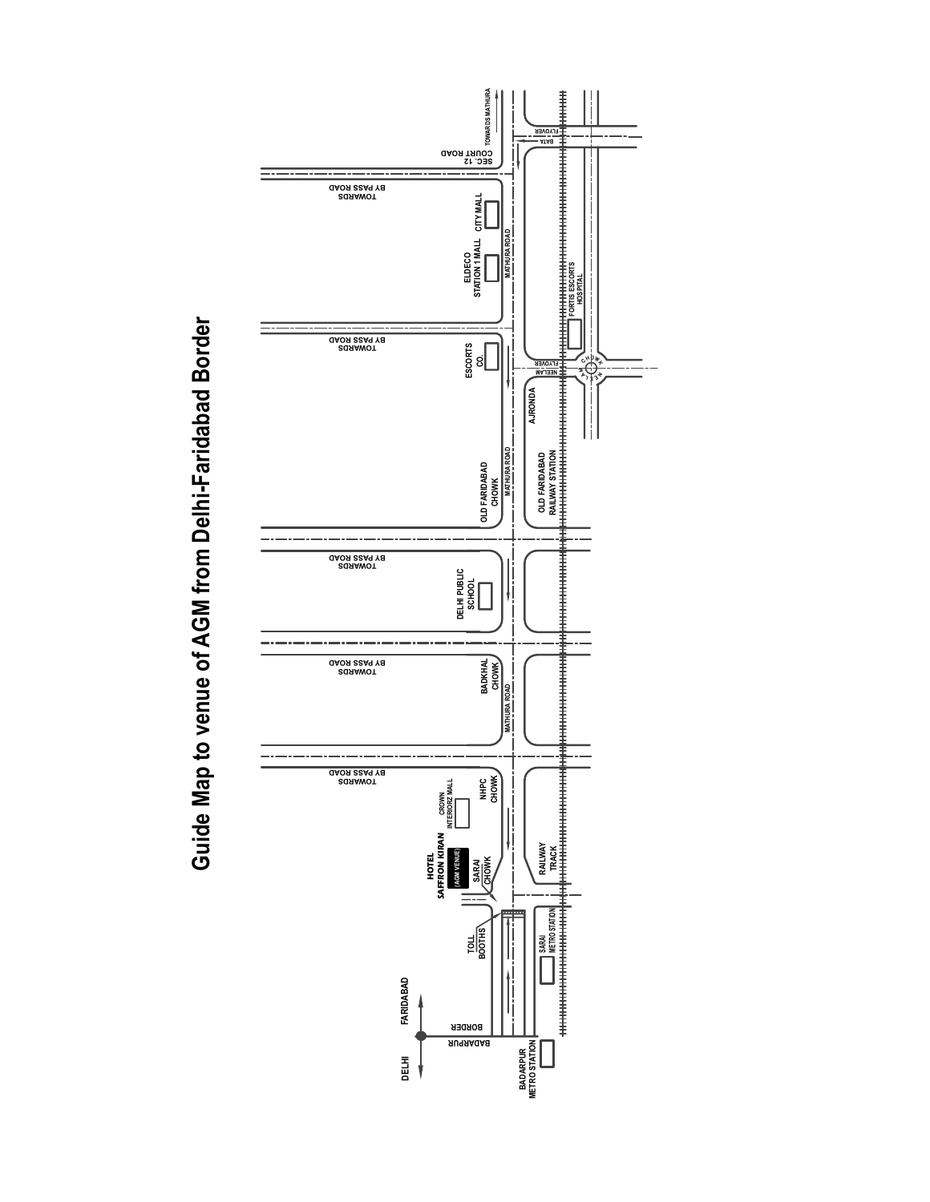# Guide Map to venue of AGM from Delhi-Faridabad Border

DELHI

FARIDABAD

BADARPUR BORDER

BADARPUR METRO STATION

TOLL BOOTHS

SARAI METRO STATION

HOTEL SAFFRON KIRAN (AGM VENUE)

SARAI CHOWK

CROWN INTERIORZ MALL

NHPC CHOWK

RAILWAY TRACK

TOWARDS BY PASS ROAD

BADKHAL CHOWK

MATHURA ROAD

TOWARDS BY PASS ROAD

DELHI PUBLIC SCHOOL

TOWARDS BY PASS ROAD

OLD FARIDABAD CHOWK

MATHURA ROAD

OLD FARIDABAD RAILWAY STATION

AJRONDA

ESCORTS CO.

TOWARDS BY PASS ROAD

NEELAM FLYOVER

NEELAM CHOWK

FORTIS ESCORTS HOSPITAL

ELDECO STATION 1 MALL

CITY MALL

MATHURA ROAD

TOWARDS BY PASS ROAD

SEC. 12 COURT ROAD

BATA FLYOVER

TOWARDS MATHURA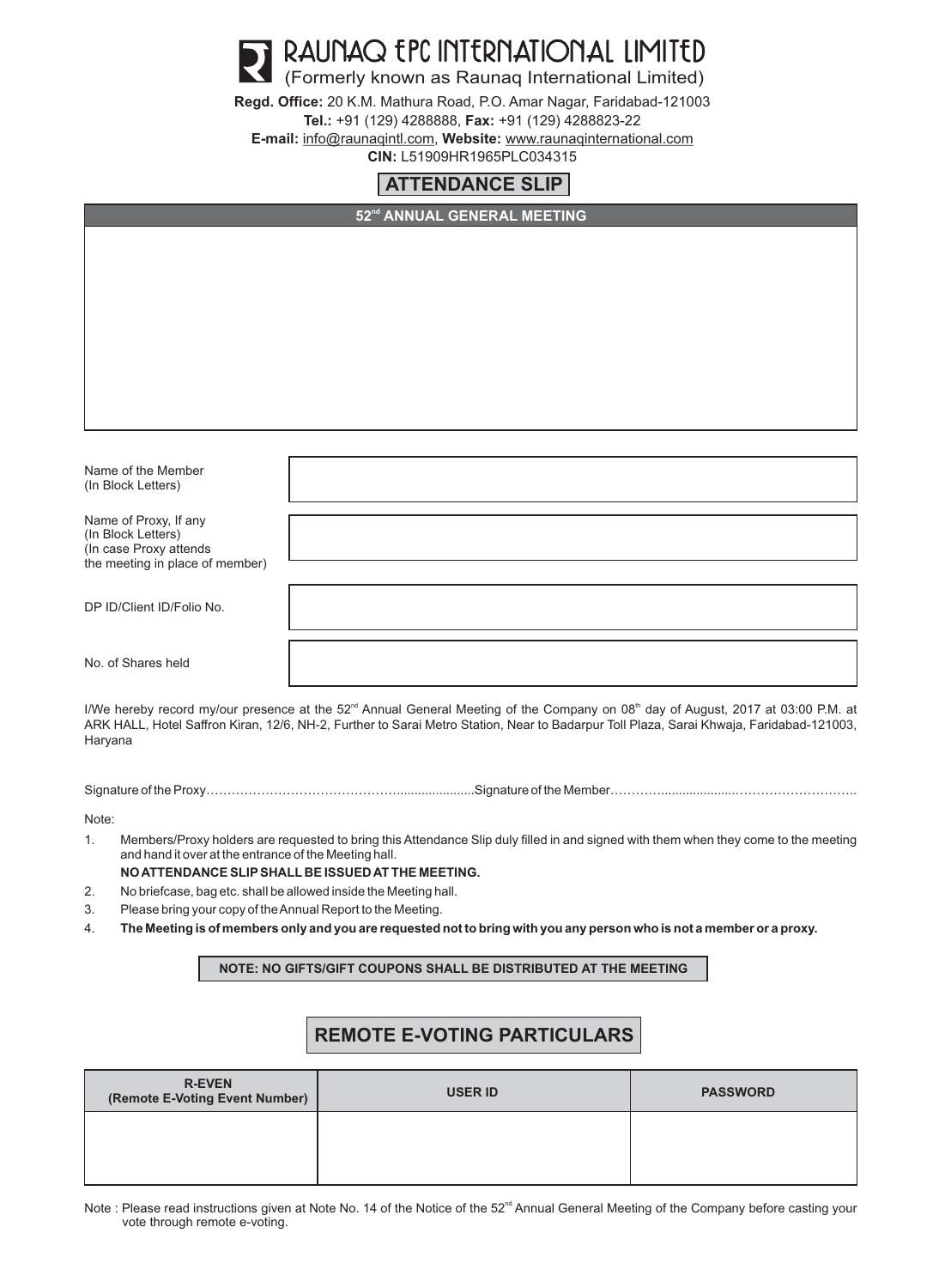# RAUNAQ EPC INTERNATIONAL LIMITED

(Formerly known as Raunaq International Limited)

**Regd. Office:** 20 K.M. Mathura Road, P.O. Amar Nagar, Faridabad-121003
**Tel.:** +91 (129) 4288888, **Fax:** +91 (129) 4288823-22
**E-mail:** info@raunaqintl.com, **Website:** www.raunaqinternational.com
**CIN:** L51909HR1965PLC034315

## ATTENDANCE SLIP

**52nd ANNUAL GENERAL MEETING**

| | |
|---|---|
| Name of the Member (In Block Letters) | |
| Name of Proxy, If any (In Block Letters) (In case Proxy attends the meeting in place of member) | |
| DP ID/Client ID/Folio No. | |
| No. of Shares held | |

I/We hereby record my/our presence at the 52nd Annual General Meeting of the Company on 08th day of August, 2017 at 03:00 P.M. at ARK HALL, Hotel Saffron Kiran, 12/6, NH-2, Further to Sarai Metro Station, Near to Badarpur Toll Plaza, Sarai Khwaja, Faridabad-121003, Haryana

Signature of the Proxy……………………………………….....................Signature of the Member…………....................………………………..

Note:

1. Members/Proxy holders are requested to bring this Attendance Slip duly filled in and signed with them when they come to the meeting and hand it over at the entrance of the Meeting hall.
   **NO ATTENDANCE SLIP SHALL BE ISSUED AT THE MEETING.**
2. No briefcase, bag etc. shall be allowed inside the Meeting hall.
3. Please bring your copy of the Annual Report to the Meeting.
4. **The Meeting is of members only and you are requested not to bring with you any person who is not a member or a proxy.**

**NOTE: NO GIFTS/GIFT COUPONS SHALL BE DISTRIBUTED AT THE MEETING**

## REMOTE E-VOTING PARTICULARS

| R-EVEN (Remote E-Voting Event Number) | USER ID | PASSWORD |
|---|---|---|
| | | |

Note : Please read instructions given at Note No. 14 of the Notice of the 52nd Annual General Meeting of the Company before casting your vote through remote e-voting.